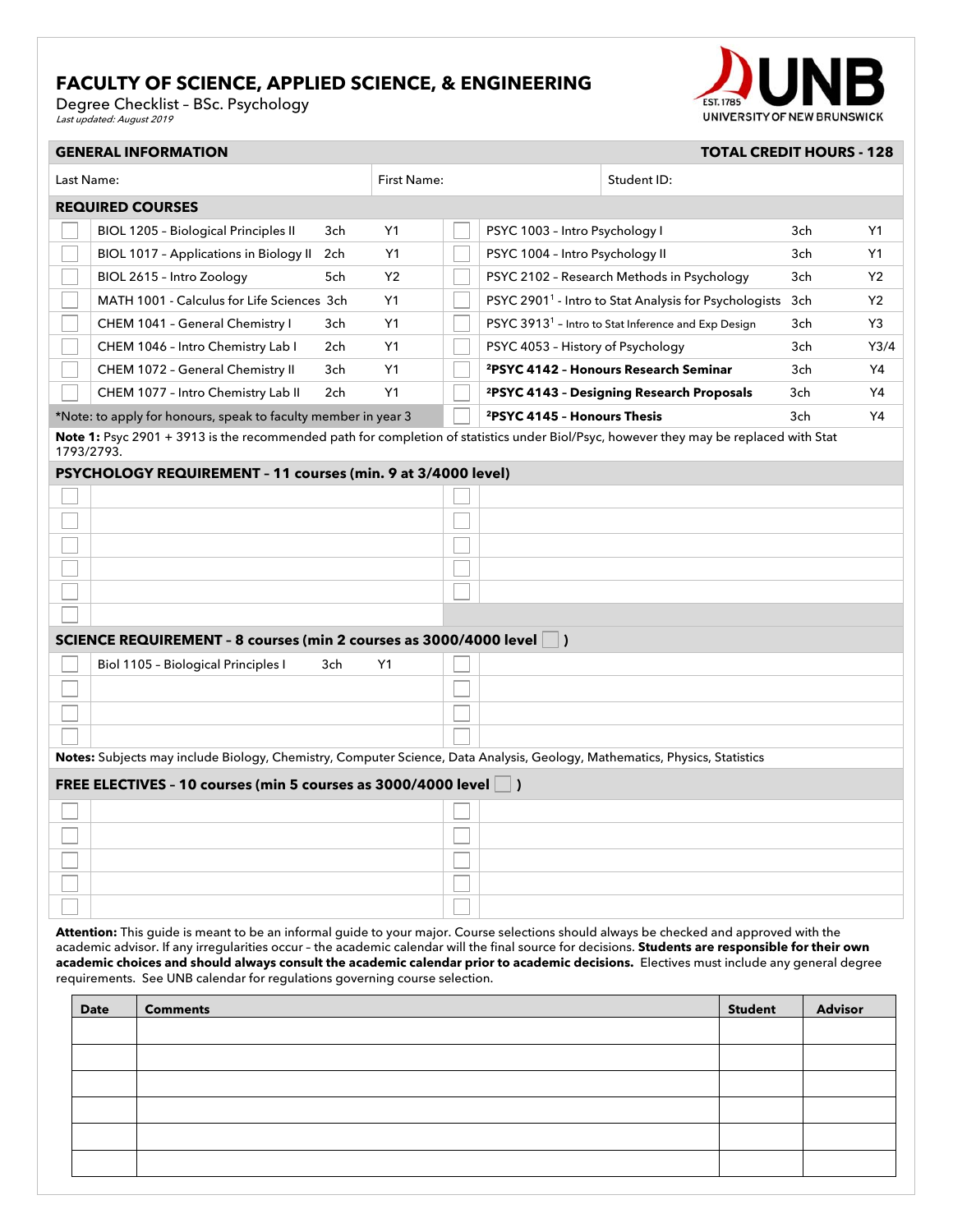# FACULTY OF SCIENCE, APPLIED SCIENCE, & ENGINEERING

Degree Checklist – BSc. Psychology

*Last updated: August 2019*

UNB
EST. 1785
UNIVERSITY OF NEW BRUNSWICK

| GENERAL INFORMATION | | TOTAL CREDIT HOURS - 128 |
|---|---|---|
| Last Name: | First Name: | Student ID: |

## REQUIRED COURSES

| ☐ | Course | Credit | Year | ☐ | Course | Credit | Year |
|---|---|---|---|---|---|---|---|
| ☐ | BIOL 1205 – Biological Principles II | 3ch | Y1 | ☐ | PSYC 1003 – Intro Psychology I | 3ch | Y1 |
| ☐ | BIOL 1017 – Applications in Biology II | 2ch | Y1 | ☐ | PSYC 1004 – Intro Psychology II | 3ch | Y1 |
| ☐ | BIOL 2615 – Intro Zoology | 5ch | Y2 | ☐ | PSYC 2102 – Research Methods in Psychology | 3ch | Y2 |
| ☐ | MATH 1001 - Calculus for Life Sciences | 3ch | Y1 | ☐ | PSYC 2901[1] - Intro to Stat Analysis for Psychologists | 3ch | Y2 |
| ☐ | CHEM 1041 – General Chemistry I | 3ch | Y1 | ☐ | PSYC 3913[1] – Intro to Stat Inference and Exp Design | 3ch | Y3 |
| ☐ | CHEM 1046 – Intro Chemistry Lab I | 2ch | Y1 | ☐ | PSYC 4053 – History of Psychology | 3ch | Y3/4 |
| ☐ | CHEM 1072 – General Chemistry II | 3ch | Y1 | ☐ | **[2]PSYC 4142 – Honours Research Seminar** | 3ch | Y4 |
| ☐ | CHEM 1077 – Intro Chemistry Lab II | 2ch | Y1 | ☐ | **[2]PSYC 4143 – Designing Research Proposals** | 3ch | Y4 |
| *Note: to apply for honours, speak to faculty member in year 3 | | | | ☐ | **[2]PSYC 4145 – Honours Thesis** | 3ch | Y4 |

**Note 1:** Psyc 2901 + 3913 is the recommended path for completion of statistics under Biol/Psyc, however they may be replaced with Stat 1793/2793.

## PSYCHOLOGY REQUIREMENT – 11 courses (min. 9 at 3/4000 level)

| ☐ | | ☐ | |
|---|---|---|---|
| ☐ | | ☐ | |
| ☐ | | ☐ | |
| ☐ | | ☐ | |
| ☐ | | ☐ | |
| ☐ | | | |

## SCIENCE REQUIREMENT – 8 courses (min 2 courses as 3000/4000 level ☐ )

| ☐ | Course | | ☐ | |
|---|---|---|---|---|
| ☐ | Biol 1105 – Biological Principles I 3ch Y1 | | ☐ | |
| ☐ | | | ☐ | |
| ☐ | | | ☐ | |
| ☐ | | | ☐ | |

**Notes:** Subjects may include Biology, Chemistry, Computer Science, Data Analysis, Geology, Mathematics, Physics, Statistics

## FREE ELECTIVES – 10 courses (min 5 courses as 3000/4000 level ☐ )

| ☐ | | ☐ | |
|---|---|---|---|
| ☐ | | ☐ | |
| ☐ | | ☐ | |
| ☐ | | ☐ | |
| ☐ | | ☐ | |

**Attention:** This guide is meant to be an informal guide to your major. Course selections should always be checked and approved with the academic advisor. If any irregularities occur – the academic calendar will the final source for decisions. **Students are responsible for their own academic choices and should always consult the academic calendar prior to academic decisions.** Electives must include any general degree requirements. See UNB calendar for regulations governing course selection.

| Date | Comments | Student | Advisor |
|---|---|---|---|
| | | | |
| | | | |
| | | | |
| | | | |
| | | | |
| | | | |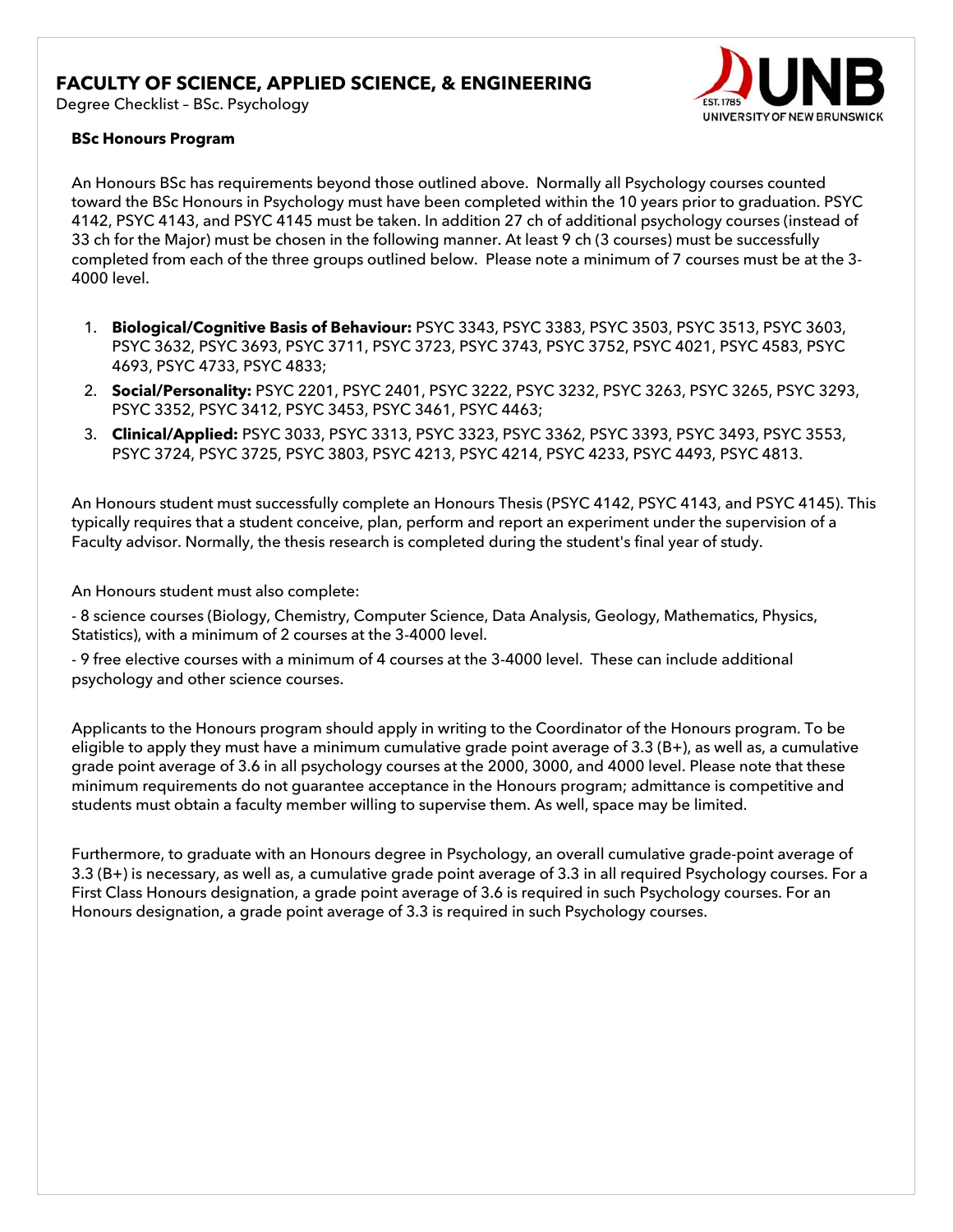# FACULTY OF SCIENCE, APPLIED SCIENCE, & ENGINEERING

Degree Checklist – BSc. Psychology

### BSc Honours Program

An Honours BSc has requirements beyond those outlined above. Normally all Psychology courses counted toward the BSc Honours in Psychology must have been completed within the 10 years prior to graduation. PSYC 4142, PSYC 4143, and PSYC 4145 must be taken. In addition 27 ch of additional psychology courses (instead of 33 ch for the Major) must be chosen in the following manner. At least 9 ch (3 courses) must be successfully completed from each of the three groups outlined below. Please note a minimum of 7 courses must be at the 3-4000 level.

1. **Biological/Cognitive Basis of Behaviour:** PSYC 3343, PSYC 3383, PSYC 3503, PSYC 3513, PSYC 3603, PSYC 3632, PSYC 3693, PSYC 3711, PSYC 3723, PSYC 3743, PSYC 3752, PSYC 4021, PSYC 4583, PSYC 4693, PSYC 4733, PSYC 4833;
2. **Social/Personality:** PSYC 2201, PSYC 2401, PSYC 3222, PSYC 3232, PSYC 3263, PSYC 3265, PSYC 3293, PSYC 3352, PSYC 3412, PSYC 3453, PSYC 3461, PSYC 4463;
3. **Clinical/Applied:** PSYC 3033, PSYC 3313, PSYC 3323, PSYC 3362, PSYC 3393, PSYC 3493, PSYC 3553, PSYC 3724, PSYC 3725, PSYC 3803, PSYC 4213, PSYC 4214, PSYC 4233, PSYC 4493, PSYC 4813.

An Honours student must successfully complete an Honours Thesis (PSYC 4142, PSYC 4143, and PSYC 4145). This typically requires that a student conceive, plan, perform and report an experiment under the supervision of a Faculty advisor. Normally, the thesis research is completed during the student's final year of study.

An Honours student must also complete:

- 8 science courses (Biology, Chemistry, Computer Science, Data Analysis, Geology, Mathematics, Physics, Statistics), with a minimum of 2 courses at the 3-4000 level.

- 9 free elective courses with a minimum of 4 courses at the 3-4000 level. These can include additional psychology and other science courses.

Applicants to the Honours program should apply in writing to the Coordinator of the Honours program. To be eligible to apply they must have a minimum cumulative grade point average of 3.3 (B+), as well as, a cumulative grade point average of 3.6 in all psychology courses at the 2000, 3000, and 4000 level. Please note that these minimum requirements do not guarantee acceptance in the Honours program; admittance is competitive and students must obtain a faculty member willing to supervise them. As well, space may be limited.

Furthermore, to graduate with an Honours degree in Psychology, an overall cumulative grade-point average of 3.3 (B+) is necessary, as well as, a cumulative grade point average of 3.3 in all required Psychology courses. For a First Class Honours designation, a grade point average of 3.6 is required in such Psychology courses. For an Honours designation, a grade point average of 3.3 is required in such Psychology courses.